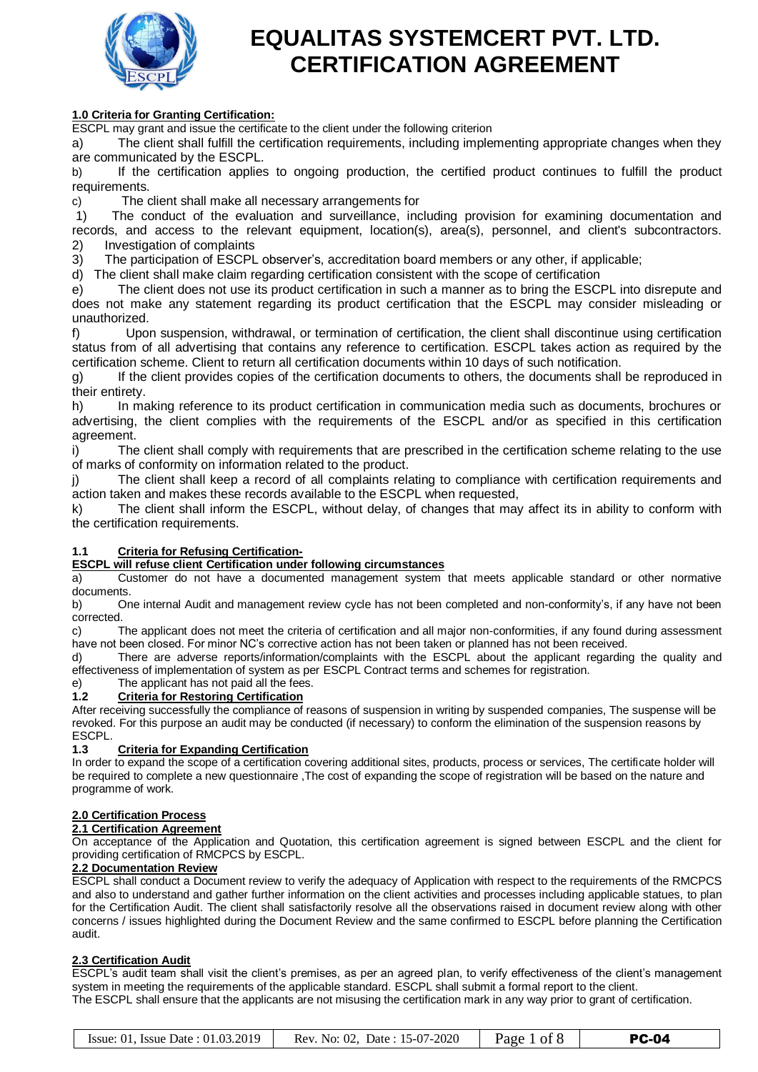# EQUALITAS SYSTEMCERT PVT. LTD.
# CERTIFICATION AGREEMENT

**1.0 Criteria for Granting Certification:**

ESCPL may grant and issue the certificate to the client under the following criterion

a) The client shall fulfill the certification requirements, including implementing appropriate changes when they are communicated by the ESCPL.

b) If the certification applies to ongoing production, the certified product continues to fulfill the product requirements.

c) The client shall make all necessary arrangements for

1) The conduct of the evaluation and surveillance, including provision for examining documentation and records, and access to the relevant equipment, location(s), area(s), personnel, and client's subcontractors.

2) Investigation of complaints

3) The participation of ESCPL observer's, accreditation board members or any other, if applicable;

d) The client shall make claim regarding certification consistent with the scope of certification

e) The client does not use its product certification in such a manner as to bring the ESCPL into disrepute and does not make any statement regarding its product certification that the ESCPL may consider misleading or unauthorized.

f) Upon suspension, withdrawal, or termination of certification, the client shall discontinue using certification status from of all advertising that contains any reference to certification. ESCPL takes action as required by the certification scheme. Client to return all certification documents within 10 days of such notification.

g) If the client provides copies of the certification documents to others, the documents shall be reproduced in their entirety.

h) In making reference to its product certification in communication media such as documents, brochures or advertising, the client complies with the requirements of the ESCPL and/or as specified in this certification agreement.

i) The client shall comply with requirements that are prescribed in the certification scheme relating to the use of marks of conformity on information related to the product.

j) The client shall keep a record of all complaints relating to compliance with certification requirements and action taken and makes these records available to the ESCPL when requested,

k) The client shall inform the ESCPL, without delay, of changes that may affect its in ability to conform with the certification requirements.

**1.1 Criteria for Refusing Certification-**

**ESCPL will refuse client Certification under following circumstances**

a) Customer do not have a documented management system that meets applicable standard or other normative documents.

b) One internal Audit and management review cycle has not been completed and non-conformity's, if any have not been corrected.

c) The applicant does not meet the criteria of certification and all major non-conformities, if any found during assessment have not been closed. For minor NC's corrective action has not been taken or planned has not been received.

d) There are adverse reports/information/complaints with the ESCPL about the applicant regarding the quality and effectiveness of implementation of system as per ESCPL Contract terms and schemes for registration.

e) The applicant has not paid all the fees.

**1.2 Criteria for Restoring Certification**

After receiving successfully the compliance of reasons of suspension in writing by suspended companies, The suspense will be revoked. For this purpose an audit may be conducted (if necessary) to conform the elimination of the suspension reasons by ESCPL.

**1.3 Criteria for Expanding Certification**

In order to expand the scope of a certification covering additional sites, products, process or services, The certificate holder will be required to complete a new questionnaire ,The cost of expanding the scope of registration will be based on the nature and programme of work.

**2.0 Certification Process**

**2.1 Certification Agreement**

On acceptance of the Application and Quotation, this certification agreement is signed between ESCPL and the client for providing certification of RMCPCS by ESCPL.

**2.2 Documentation Review**

ESCPL shall conduct a Document review to verify the adequacy of Application with respect to the requirements of the RMCPCS and also to understand and gather further information on the client activities and processes including applicable statues, to plan for the Certification Audit. The client shall satisfactorily resolve all the observations raised in document review along with other concerns / issues highlighted during the Document Review and the same confirmed to ESCPL before planning the Certification audit.

**2.3 Certification Audit**

ESCPL's audit team shall visit the client's premises, as per an agreed plan, to verify effectiveness of the client's management system in meeting the requirements of the applicable standard. ESCPL shall submit a formal report to the client.

The ESCPL shall ensure that the applicants are not misusing the certification mark in any way prior to grant of certification.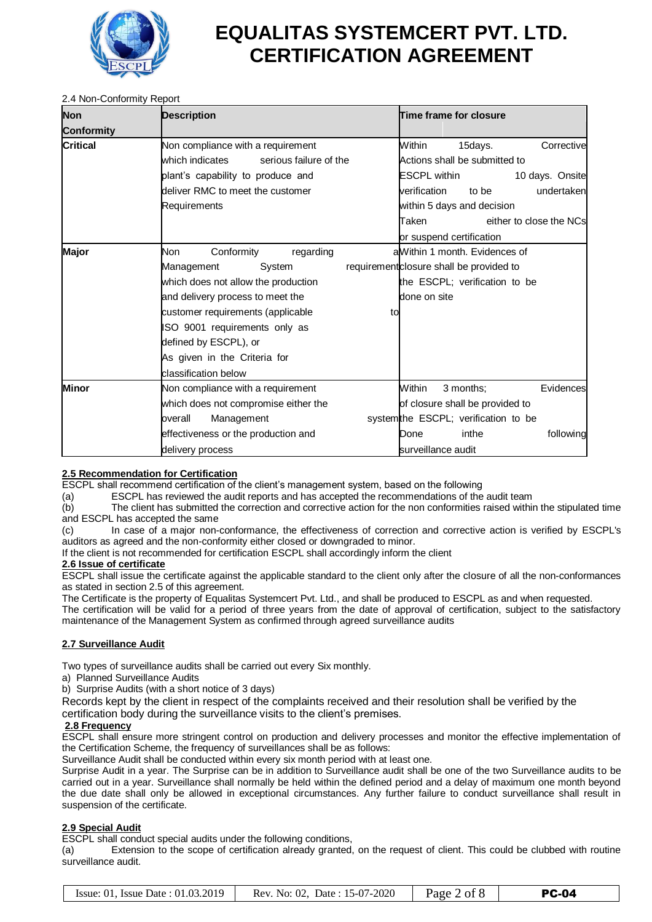2.4 Non-Conformity Report

| Non Conformity | Description | Time frame for closure |
|---|---|---|
| **Critical** | Non compliance with a requirement which indicates serious failure of the plant's capability to produce and deliver RMC to meet the customer Requirements | Within 15days. Corrective Actions shall be submitted to ESCPL within 10 days. Onsite verification to be undertaken within 5 days and decision Taken either to close the NCs or suspend certification |
| **Major** | Non Conformity regarding a Management System requirement which does not allow the production and delivery process to meet the customer requirements (applicable to ISO 9001 requirements only as defined by ESCPL), or As given in the Criteria for classification below | Within 1 month. Evidences of closure shall be provided to the ESCPL; verification to be done on site |
| **Minor** | Non compliance with a requirement which does not compromise either the overall Management system effectiveness or the production and delivery process | Within 3 months; Evidences of closure shall be provided to the ESCPL; verification to be Done inthe following surveillance audit |

**2.5 Recommendation for Certification**

ESCPL shall recommend certification of the client's management system, based on the following

(a) ESCPL has reviewed the audit reports and has accepted the recommendations of the audit team

(b) The client has submitted the correction and corrective action for the non conformities raised within the stipulated time and ESCPL has accepted the same

(c) In case of a major non-conformance, the effectiveness of correction and corrective action is verified by ESCPL's auditors as agreed and the non-conformity either closed or downgraded to minor.

If the client is not recommended for certification ESCPL shall accordingly inform the client

**2.6 Issue of certificate**

ESCPL shall issue the certificate against the applicable standard to the client only after the closure of all the non-conformances as stated in section 2.5 of this agreement.

The Certificate is the property of Equalitas Systemcert Pvt. Ltd., and shall be produced to ESCPL as and when requested.

The certification will be valid for a period of three years from the date of approval of certification, subject to the satisfactory maintenance of the Management System as confirmed through agreed surveillance audits

**2.7 Surveillance Audit**

Two types of surveillance audits shall be carried out every Six monthly.

a) Planned Surveillance Audits

b) Surprise Audits (with a short notice of 3 days)

Records kept by the client in respect of the complaints received and their resolution shall be verified by the certification body during the surveillance visits to the client's premises.

**2.8 Frequency**

ESCPL shall ensure more stringent control on production and delivery processes and monitor the effective implementation of the Certification Scheme, the frequency of surveillances shall be as follows:

Surveillance Audit shall be conducted within every six month period with at least one.

Surprise Audit in a year. The Surprise can be in addition to Surveillance audit shall be one of the two Surveillance audits to be carried out in a year. Surveillance shall normally be held within the defined period and a delay of maximum one month beyond the due date shall only be allowed in exceptional circumstances. Any further failure to conduct surveillance shall result in suspension of the certificate.

**2.9 Special Audit**

ESCPL shall conduct special audits under the following conditions,

(a) Extension to the scope of certification already granted, on the request of client. This could be clubbed with routine surveillance audit.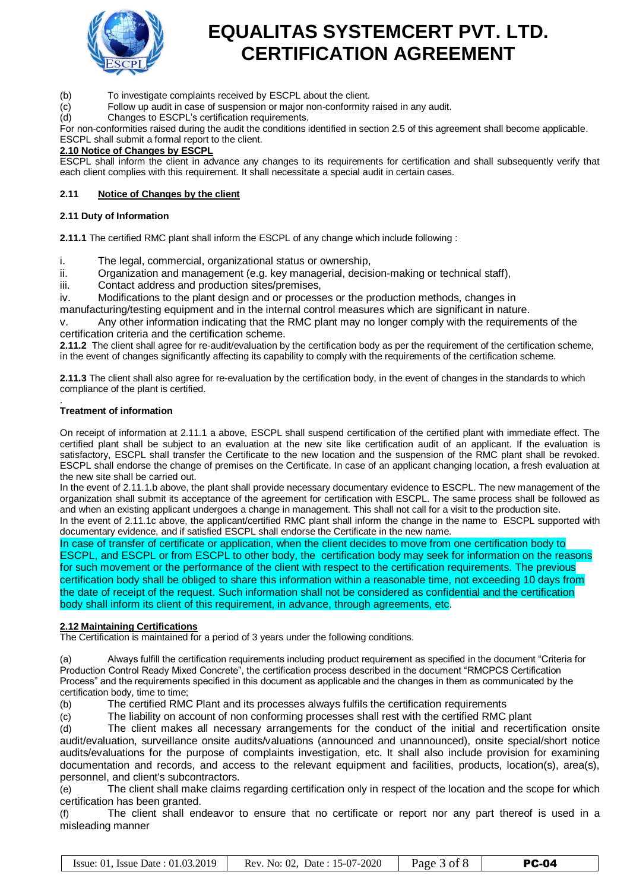(b) To investigate complaints received by ESCPL about the client.
(c) Follow up audit in case of suspension or major non-conformity raised in any audit.
(d) Changes to ESCPL's certification requirements.

For non-conformities raised during the audit the conditions identified in section 2.5 of this agreement shall become applicable. ESCPL shall submit a formal report to the client.

**2.10 Notice of Changes by ESCPL**

ESCPL shall inform the client in advance any changes to its requirements for certification and shall subsequently verify that each client complies with this requirement. It shall necessitate a special audit in certain cases.

**2.11 Notice of Changes by the client**

**2.11 Duty of Information**

**2.11.1** The certified RMC plant shall inform the ESCPL of any change which include following :

i. The legal, commercial, organizational status or ownership,
ii. Organization and management (e.g. key managerial, decision-making or technical staff),
iii. Contact address and production sites/premises,
iv. Modifications to the plant design and or processes or the production methods, changes in manufacturing/testing equipment and in the internal control measures which are significant in nature.
v. Any other information indicating that the RMC plant may no longer comply with the requirements of the certification criteria and the certification scheme.

**2.11.2** The client shall agree for re-audit/evaluation by the certification body as per the requirement of the certification scheme, in the event of changes significantly affecting its capability to comply with the requirements of the certification scheme.

**2.11.3** The client shall also agree for re-evaluation by the certification body, in the event of changes in the standards to which compliance of the plant is certified.

**Treatment of information**

On receipt of information at 2.11.1 a above, ESCPL shall suspend certification of the certified plant with immediate effect. The certified plant shall be subject to an evaluation at the new site like certification audit of an applicant. If the evaluation is satisfactory, ESCPL shall transfer the Certificate to the new location and the suspension of the RMC plant shall be revoked. ESCPL shall endorse the change of premises on the Certificate. In case of an applicant changing location, a fresh evaluation at the new site shall be carried out.

In the event of 2.11.1.b above, the plant shall provide necessary documentary evidence to ESCPL. The new management of the organization shall submit its acceptance of the agreement for certification with ESCPL. The same process shall be followed as and when an existing applicant undergoes a change in management. This shall not call for a visit to the production site.

In the event of 2.11.1c above, the applicant/certified RMC plant shall inform the change in the name to ESCPL supported with documentary evidence, and if satisfied ESCPL shall endorse the Certificate in the new name.

In case of transfer of certificate or application, when the client decides to move from one certification body to ESCPL, and ESCPL or from ESCPL to other body, the certification body may seek for information on the reasons for such movement or the performance of the client with respect to the certification requirements. The previous certification body shall be obliged to share this information within a reasonable time, not exceeding 10 days from the date of receipt of the request. Such information shall not be considered as confidential and the certification body shall inform its client of this requirement, in advance, through agreements, etc.

**2.12 Maintaining Certifications**

The Certification is maintained for a period of 3 years under the following conditions.

(a) Always fulfill the certification requirements including product requirement as specified in the document "Criteria for Production Control Ready Mixed Concrete", the certification process described in the document "RMCPCS Certification Process" and the requirements specified in this document as applicable and the changes in them as communicated by the certification body, time to time;
(b) The certified RMC Plant and its processes always fulfils the certification requirements
(c) The liability on account of non conforming processes shall rest with the certified RMC plant
(d) The client makes all necessary arrangements for the conduct of the initial and recertification onsite audit/evaluation, surveillance onsite audits/valuations (announced and unannounced), onsite special/short notice audits/evaluations for the purpose of complaints investigation, etc. It shall also include provision for examining documentation and records, and access to the relevant equipment and facilities, products, location(s), area(s), personnel, and client's subcontractors.
(e) The client shall make claims regarding certification only in respect of the location and the scope for which certification has been granted.
(f) The client shall endeavor to ensure that no certificate or report nor any part thereof is used in a misleading manner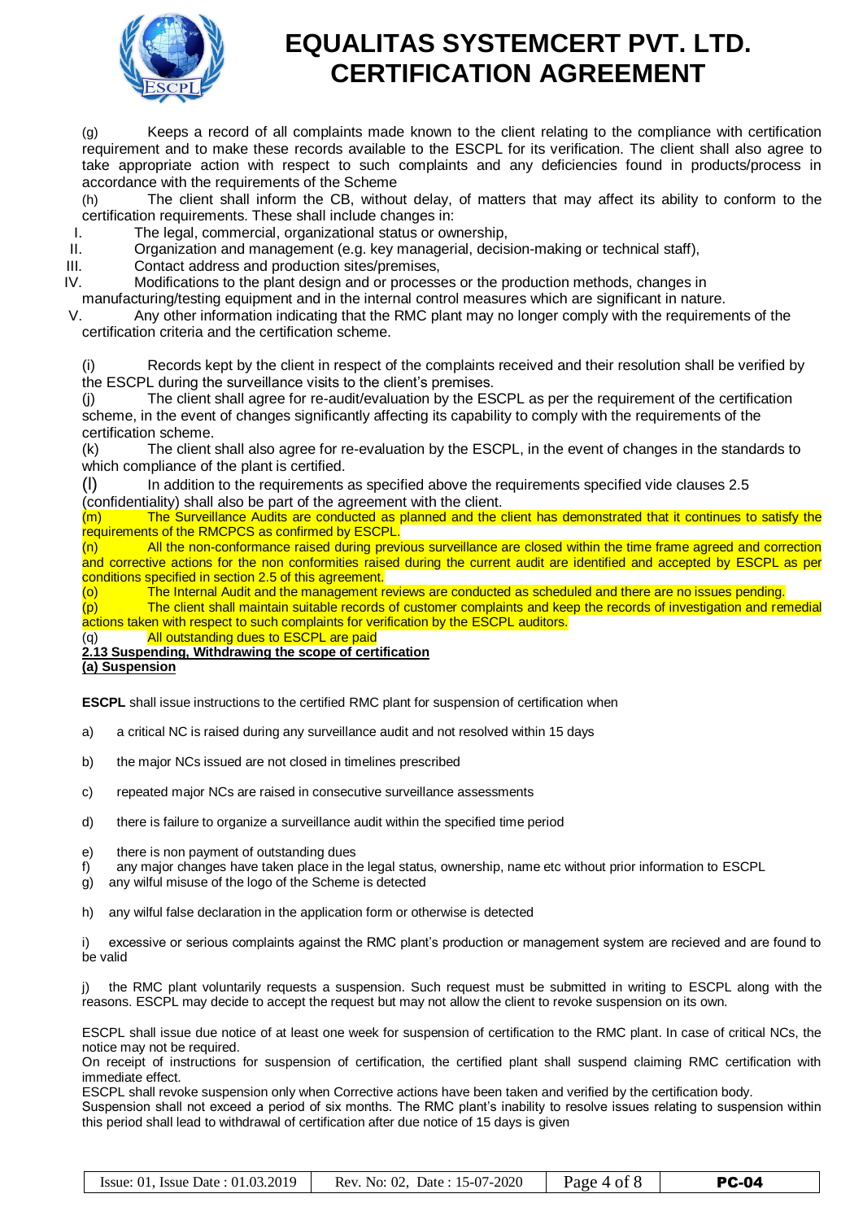(g) Keeps a record of all complaints made known to the client relating to the compliance with certification requirement and to make these records available to the ESCPL for its verification. The client shall also agree to take appropriate action with respect to such complaints and any deficiencies found in products/process in accordance with the requirements of the Scheme

(h) The client shall inform the CB, without delay, of matters that may affect its ability to conform to the certification requirements. These shall include changes in:

I. The legal, commercial, organizational status or ownership,
II. Organization and management (e.g. key managerial, decision-making or technical staff),
III. Contact address and production sites/premises,
IV. Modifications to the plant design and or processes or the production methods, changes in manufacturing/testing equipment and in the internal control measures which are significant in nature.
V. Any other information indicating that the RMC plant may no longer comply with the requirements of the certification criteria and the certification scheme.

(i) Records kept by the client in respect of the complaints received and their resolution shall be verified by the ESCPL during the surveillance visits to the client's premises.

(j) The client shall agree for re-audit/evaluation by the ESCPL as per the requirement of the certification scheme, in the event of changes significantly affecting its capability to comply with the requirements of the certification scheme.

(k) The client shall also agree for re-evaluation by the ESCPL, in the event of changes in the standards to which compliance of the plant is certified.

(l) In addition to the requirements as specified above the requirements specified vide clauses 2.5 (confidentiality) shall also be part of the agreement with the client.

(m) The Surveillance Audits are conducted as planned and the client has demonstrated that it continues to satisfy the requirements of the RMCPCS as confirmed by ESCPL.

(n) All the non-conformance raised during previous surveillance are closed within the time frame agreed and correction and corrective actions for the non conformities raised during the current audit are identified and accepted by ESCPL as per conditions specified in section 2.5 of this agreement.

(o) The Internal Audit and the management reviews are conducted as scheduled and there are no issues pending.

(p) The client shall maintain suitable records of customer complaints and keep the records of investigation and remedial actions taken with respect to such complaints for verification by the ESCPL auditors.

(q) All outstanding dues to ESCPL are paid

### 2.13 Suspending, Withdrawing the scope of certification

#### (a) Suspension

**ESCPL** shall issue instructions to the certified RMC plant for suspension of certification when

a) a critical NC is raised during any surveillance audit and not resolved within 15 days

b) the major NCs issued are not closed in timelines prescribed

c) repeated major NCs are raised in consecutive surveillance assessments

d) there is failure to organize a surveillance audit within the specified time period

e) there is non payment of outstanding dues

f) any major changes have taken place in the legal status, ownership, name etc without prior information to ESCPL

g) any wilful misuse of the logo of the Scheme is detected

h) any wilful false declaration in the application form or otherwise is detected

i) excessive or serious complaints against the RMC plant's production or management system are recieved and are found to be valid

j) the RMC plant voluntarily requests a suspension. Such request must be submitted in writing to ESCPL along with the reasons. ESCPL may decide to accept the request but may not allow the client to revoke suspension on its own.

ESCPL shall issue due notice of at least one week for suspension of certification to the RMC plant. In case of critical NCs, the notice may not be required.

On receipt of instructions for suspension of certification, the certified plant shall suspend claiming RMC certification with immediate effect.

ESCPL shall revoke suspension only when Corrective actions have been taken and verified by the certification body.

Suspension shall not exceed a period of six months. The RMC plant's inability to resolve issues relating to suspension within this period shall lead to withdrawal of certification after due notice of 15 days is given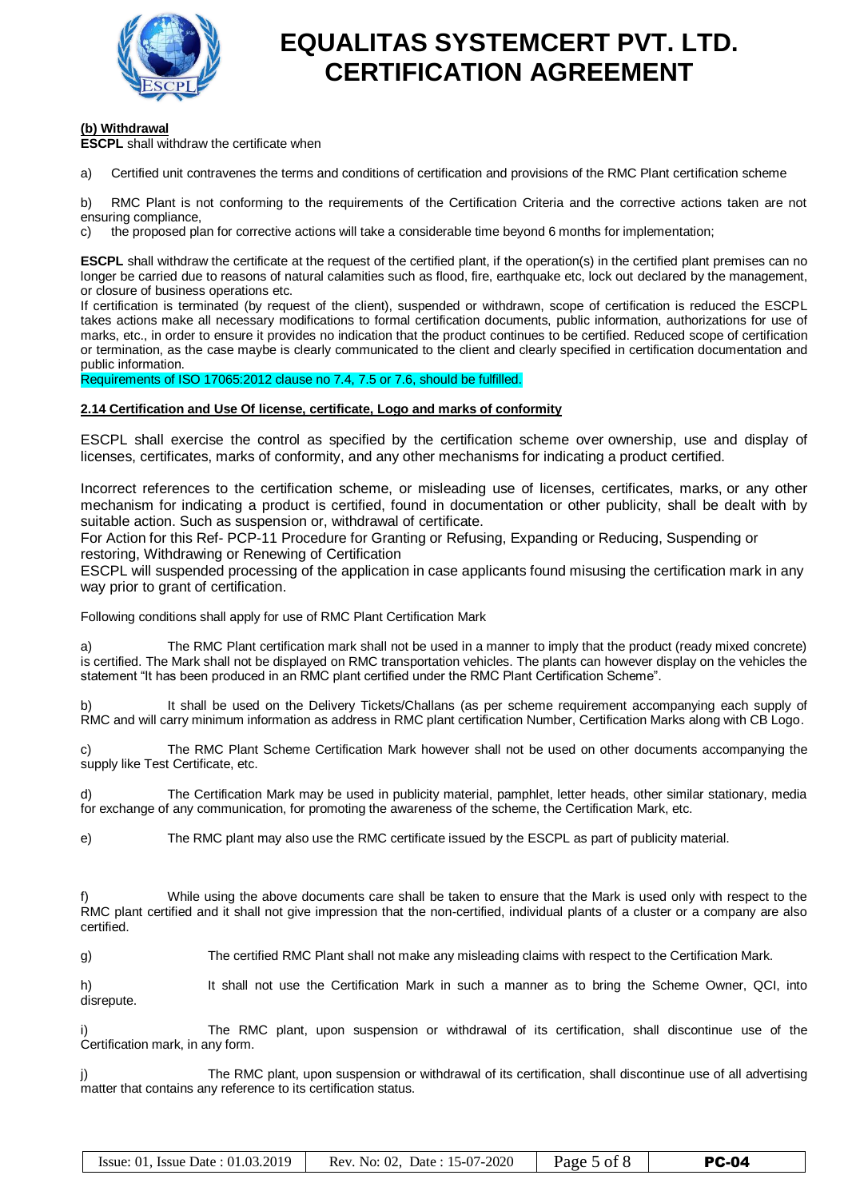**(b) Withdrawal**

**ESCPL** shall withdraw the certificate when

a) Certified unit contravenes the terms and conditions of certification and provisions of the RMC Plant certification scheme

b) RMC Plant is not conforming to the requirements of the Certification Criteria and the corrective actions taken are not ensuring compliance,

c) the proposed plan for corrective actions will take a considerable time beyond 6 months for implementation;

**ESCPL** shall withdraw the certificate at the request of the certified plant, if the operation(s) in the certified plant premises can no longer be carried due to reasons of natural calamities such as flood, fire, earthquake etc, lock out declared by the management, or closure of business operations etc.

If certification is terminated (by request of the client), suspended or withdrawn, scope of certification is reduced the ESCPL takes actions make all necessary modifications to formal certification documents, public information, authorizations for use of marks, etc., in order to ensure it provides no indication that the product continues to be certified. Reduced scope of certification or termination, as the case maybe is clearly communicated to the client and clearly specified in certification documentation and public information.

Requirements of ISO 17065:2012 clause no 7.4, 7.5 or 7.6, should be fulfilled.

**2.14 Certification and Use Of license, certificate, Logo and marks of conformity**

ESCPL shall exercise the control as specified by the certification scheme over ownership, use and display of licenses, certificates, marks of conformity, and any other mechanisms for indicating a product certified.

Incorrect references to the certification scheme, or misleading use of licenses, certificates, marks, or any other mechanism for indicating a product is certified, found in documentation or other publicity, shall be dealt with by suitable action. Such as suspension or, withdrawal of certificate.

For Action for this Ref- PCP-11 Procedure for Granting or Refusing, Expanding or Reducing, Suspending or restoring, Withdrawing or Renewing of Certification

ESCPL will suspended processing of the application in case applicants found misusing the certification mark in any way prior to grant of certification.

Following conditions shall apply for use of RMC Plant Certification Mark

a) The RMC Plant certification mark shall not be used in a manner to imply that the product (ready mixed concrete) is certified. The Mark shall not be displayed on RMC transportation vehicles. The plants can however display on the vehicles the statement "It has been produced in an RMC plant certified under the RMC Plant Certification Scheme".

b) It shall be used on the Delivery Tickets/Challans (as per scheme requirement accompanying each supply of RMC and will carry minimum information as address in RMC plant certification Number, Certification Marks along with CB Logo.

c) The RMC Plant Scheme Certification Mark however shall not be used on other documents accompanying the supply like Test Certificate, etc.

d) The Certification Mark may be used in publicity material, pamphlet, letter heads, other similar stationary, media for exchange of any communication, for promoting the awareness of the scheme, the Certification Mark, etc.

e) The RMC plant may also use the RMC certificate issued by the ESCPL as part of publicity material.

f) While using the above documents care shall be taken to ensure that the Mark is used only with respect to the RMC plant certified and it shall not give impression that the non-certified, individual plants of a cluster or a company are also certified.

g) The certified RMC Plant shall not make any misleading claims with respect to the Certification Mark.

h) It shall not use the Certification Mark in such a manner as to bring the Scheme Owner, QCI, into disrepute.

i) The RMC plant, upon suspension or withdrawal of its certification, shall discontinue use of the Certification mark, in any form.

j) The RMC plant, upon suspension or withdrawal of its certification, shall discontinue use of all advertising matter that contains any reference to its certification status.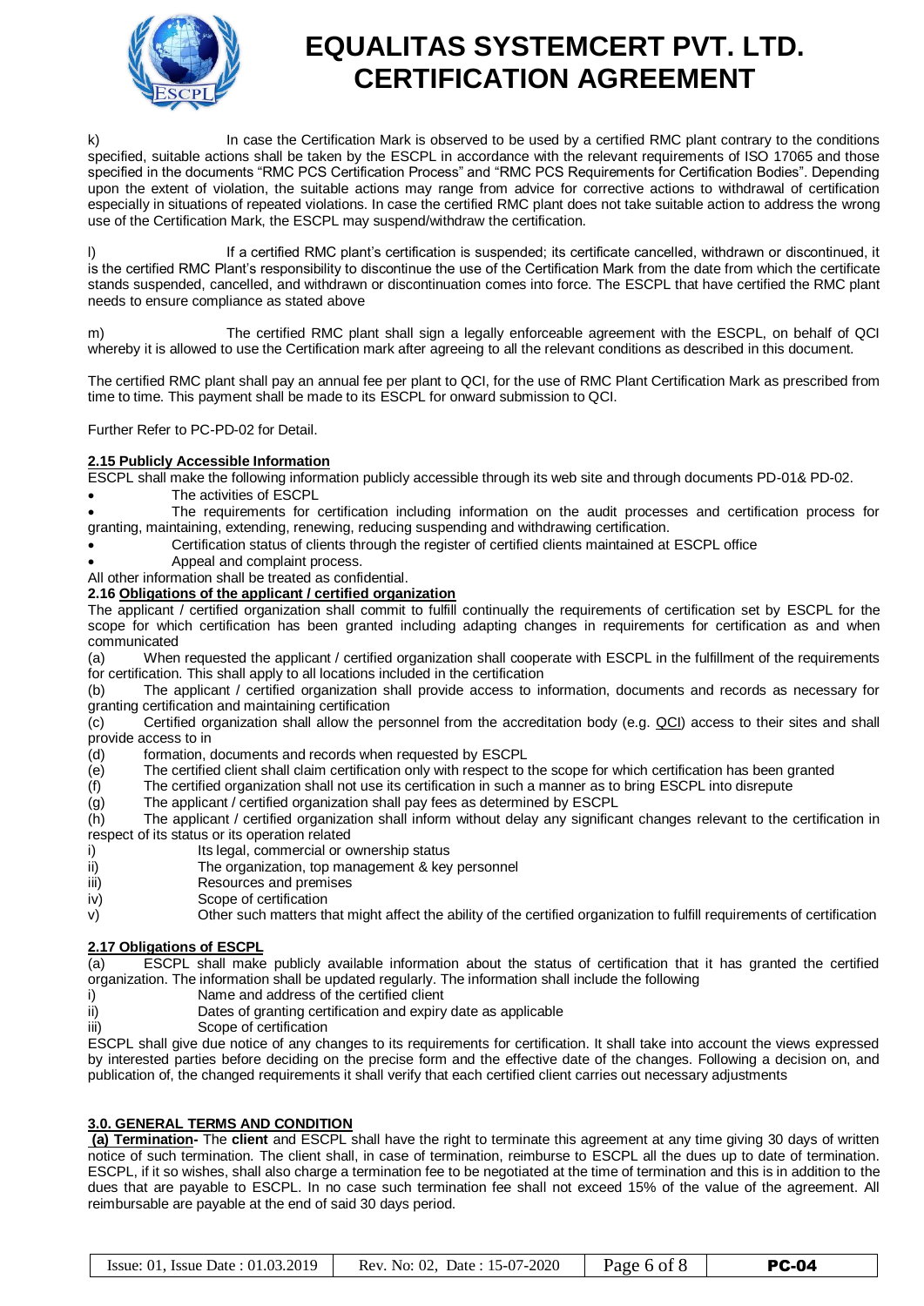k) In case the Certification Mark is observed to be used by a certified RMC plant contrary to the conditions specified, suitable actions shall be taken by the ESCPL in accordance with the relevant requirements of ISO 17065 and those specified in the documents "RMC PCS Certification Process" and "RMC PCS Requirements for Certification Bodies". Depending upon the extent of violation, the suitable actions may range from advice for corrective actions to withdrawal of certification especially in situations of repeated violations. In case the certified RMC plant does not take suitable action to address the wrong use of the Certification Mark, the ESCPL may suspend/withdraw the certification.

l) If a certified RMC plant's certification is suspended; its certificate cancelled, withdrawn or discontinued, it is the certified RMC Plant's responsibility to discontinue the use of the Certification Mark from the date from which the certificate stands suspended, cancelled, and withdrawn or discontinuation comes into force. The ESCPL that have certified the RMC plant needs to ensure compliance as stated above

m) The certified RMC plant shall sign a legally enforceable agreement with the ESCPL, on behalf of QCI whereby it is allowed to use the Certification mark after agreeing to all the relevant conditions as described in this document.

The certified RMC plant shall pay an annual fee per plant to QCI, for the use of RMC Plant Certification Mark as prescribed from time to time. This payment shall be made to its ESCPL for onward submission to QCI.

Further Refer to PC-PD-02 for Detail.

### 2.15 Publicly Accessible Information

ESCPL shall make the following information publicly accessible through its web site and through documents PD-01& PD-02.

- The activities of ESCPL
- The requirements for certification including information on the audit processes and certification process for granting, maintaining, extending, renewing, reducing suspending and withdrawing certification.
- Certification status of clients through the register of certified clients maintained at ESCPL office
- Appeal and complaint process.

All other information shall be treated as confidential.

### 2.16 Obligations of the applicant / certified organization

The applicant / certified organization shall commit to fulfill continually the requirements of certification set by ESCPL for the scope for which certification has been granted including adapting changes in requirements for certification as and when communicated

(a) When requested the applicant / certified organization shall cooperate with ESCPL in the fulfillment of the requirements for certification. This shall apply to all locations included in the certification

(b) The applicant / certified organization shall provide access to information, documents and records as necessary for granting certification and maintaining certification

(c) Certified organization shall allow the personnel from the accreditation body (e.g. QCI) access to their sites and shall provide access to in

(d) formation, documents and records when requested by ESCPL

(e) The certified client shall claim certification only with respect to the scope for which certification has been granted

(f) The certified organization shall not use its certification in such a manner as to bring ESCPL into disrepute

(g) The applicant / certified organization shall pay fees as determined by ESCPL

(h) The applicant / certified organization shall inform without delay any significant changes relevant to the certification in respect of its status or its operation related

i) Its legal, commercial or ownership status

ii) The organization, top management & key personnel

iii) Resources and premises

iv) Scope of certification

v) Other such matters that might affect the ability of the certified organization to fulfill requirements of certification

### 2.17 Obligations of ESCPL

(a) ESCPL shall make publicly available information about the status of certification that it has granted the certified organization. The information shall be updated regularly. The information shall include the following

i) Name and address of the certified client

ii) Dates of granting certification and expiry date as applicable

iii) Scope of certification

ESCPL shall give due notice of any changes to its requirements for certification. It shall take into account the views expressed by interested parties before deciding on the precise form and the effective date of the changes. Following a decision on, and publication of, the changed requirements it shall verify that each certified client carries out necessary adjustments

## 3.0. GENERAL TERMS AND CONDITION

**(a) Termination-** The **client** and ESCPL shall have the right to terminate this agreement at any time giving 30 days of written notice of such termination. The client shall, in case of termination, reimburse to ESCPL all the dues up to date of termination. ESCPL, if it so wishes, shall also charge a termination fee to be negotiated at the time of termination and this is in addition to the dues that are payable to ESCPL. In no case such termination fee shall not exceed 15% of the value of the agreement. All reimbursable are payable at the end of said 30 days period.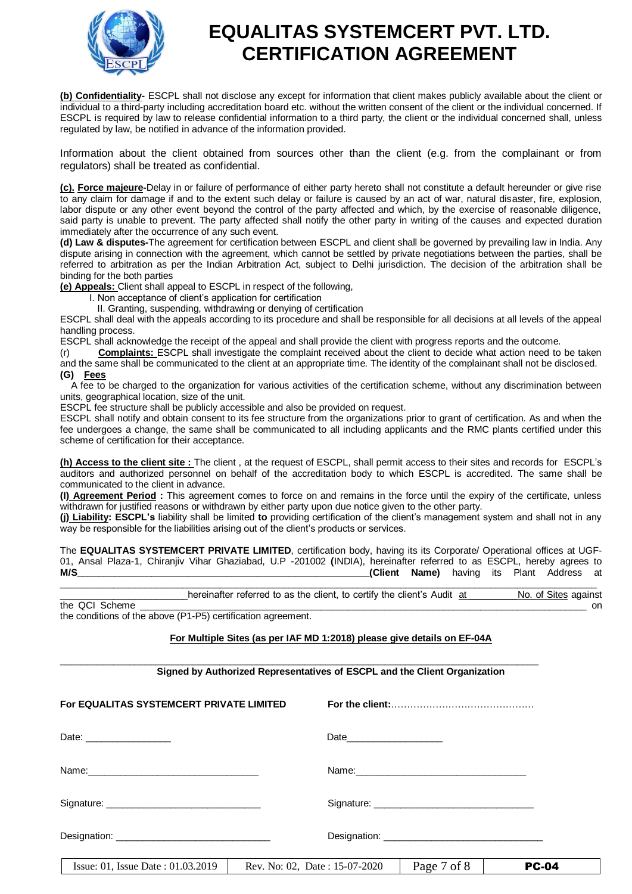**(b) Confidentiality-** ESCPL shall not disclose any except for information that client makes publicly available about the client or individual to a third-party including accreditation board etc. without the written consent of the client or the individual concerned. If ESCPL is required by law to release confidential information to a third party, the client or the individual concerned shall, unless regulated by law, be notified in advance of the information provided.

Information about the client obtained from sources other than the client (e.g. from the complainant or from regulators) shall be treated as confidential.

**(c). Force majeure-**Delay in or failure of performance of either party hereto shall not constitute a default hereunder or give rise to any claim for damage if and to the extent such delay or failure is caused by an act of war, natural disaster, fire, explosion, labor dispute or any other event beyond the control of the party affected and which, by the exercise of reasonable diligence, said party is unable to prevent. The party affected shall notify the other party in writing of the causes and expected duration immediately after the occurrence of any such event.

**(d) Law & disputes-**The agreement for certification between ESCPL and client shall be governed by prevailing law in India. Any dispute arising in connection with the agreement, which cannot be settled by private negotiations between the parties, shall be referred to arbitration as per the Indian Arbitration Act, subject to Delhi jurisdiction. The decision of the arbitration shall be binding for the both parties

**(e) Appeals:** Client shall appeal to ESCPL in respect of the following,

I. Non acceptance of client's application for certification

II. Granting, suspending, withdrawing or denying of certification

ESCPL shall deal with the appeals according to its procedure and shall be responsible for all decisions at all levels of the appeal handling process.

ESCPL shall acknowledge the receipt of the appeal and shall provide the client with progress reports and the outcome.

(r) **Complaints:** ESCPL shall investigate the complaint received about the client to decide what action need to be taken and the same shall be communicated to the client at an appropriate time. The identity of the complainant shall not be disclosed.

**(G) Fees**

A fee to be charged to the organization for various activities of the certification scheme, without any discrimination between units, geographical location, size of the unit.

ESCPL fee structure shall be publicly accessible and also be provided on request.

ESCPL shall notify and obtain consent to its fee structure from the organizations prior to grant of certification. As and when the fee undergoes a change, the same shall be communicated to all including applicants and the RMC plants certified under this scheme of certification for their acceptance.

**(h) Access to the client site :** The client , at the request of ESCPL, shall permit access to their sites and records for ESCPL's auditors and authorized personnel on behalf of the accreditation body to which ESCPL is accredited. The same shall be communicated to the client in advance.

**(I) Agreement Period :** This agreement comes to force on and remains in the force until the expiry of the certificate, unless withdrawn for justified reasons or withdrawn by either party upon due notice given to the other party.

**(j) Liability: ESCPL's** liability shall be limited **to** providing certification of the client's management system and shall not in any way be responsible for the liabilities arising out of the client's products or services.

The **EQUALITAS SYSTEMCERT PRIVATE LIMITED**, certification body, having its its Corporate/ Operational offices at UGF-01, Ansal Plaza-1, Chiranjiv Vihar Ghaziabad, U.P -201002 **(**INDIA), hereinafter referred to as ESCPL, hereby agrees to **M/S**\_\_\_\_\_\_\_\_\_\_\_\_\_\_\_\_\_\_\_\_\_\_\_\_\_\_\_\_\_\_\_\_\_\_\_\_\_\_\_\_\_\_\_\_\_\_\_\_\_\_\_\_**(Client Name)** having its Plant Address at \_\_\_\_\_\_\_\_\_\_\_\_\_\_\_\_\_\_\_\_\_\_\_\_\_\_\_\_\_\_\_\_\_\_\_\_\_\_\_\_\_\_\_\_\_\_\_\_\_\_\_\_\_\_\_\_\_\_\_\_\_\_\_\_\_\_\_\_\_\_\_\_\_\_\_\_\_\_\_\_\_\_\_\_\_\_\_\_\_\_\_\_\_\_\_\_\_\_\_\_\_\_\_hereinafter referred to as the client, to certify the client's Audit at\_\_\_\_\_\_\_\_\_No. of Sites against the QCI Scheme \_\_\_\_\_\_\_\_\_\_\_\_\_\_\_\_\_\_\_\_\_\_\_\_\_\_\_\_\_\_\_\_\_\_\_\_\_\_\_\_\_\_\_\_\_\_\_\_\_\_\_\_\_\_\_\_\_\_\_\_\_\_\_\_\_\_\_\_\_\_\_\_\_\_\_\_\_\_\_ on the conditions of the above (P1-P5) certification agreement.

**For Multiple Sites (as per IAF MD 1:2018) please give details on EF-04A**

**Signed by Authorized Representatives of ESCPL and the Client Organization**

| **For EQUALITAS SYSTEMCERT PRIVATE LIMITED** | **For the client:**……………………………………… |
|---|---|
| Date: \_\_\_\_\_\_\_\_\_\_\_\_\_\_\_\_ | Date\_\_\_\_\_\_\_\_\_\_\_\_\_\_\_\_\_\_ |
| Name:\_\_\_\_\_\_\_\_\_\_\_\_\_\_\_\_\_\_\_\_\_\_\_\_\_\_\_\_\_\_\_\_ | Name:\_\_\_\_\_\_\_\_\_\_\_\_\_\_\_\_\_\_\_\_\_\_\_\_\_\_\_\_\_\_\_\_ |
| Signature: \_\_\_\_\_\_\_\_\_\_\_\_\_\_\_\_\_\_\_\_\_\_\_\_\_\_\_\_\_ | Signature: \_\_\_\_\_\_\_\_\_\_\_\_\_\_\_\_\_\_\_\_\_\_\_\_\_\_\_\_\_\_ |
| Designation: \_\_\_\_\_\_\_\_\_\_\_\_\_\_\_\_\_\_\_\_\_\_\_\_\_\_\_\_\_ | Designation: \_\_\_\_\_\_\_\_\_\_\_\_\_\_\_\_\_\_\_\_\_\_\_\_\_\_\_\_\_\_ |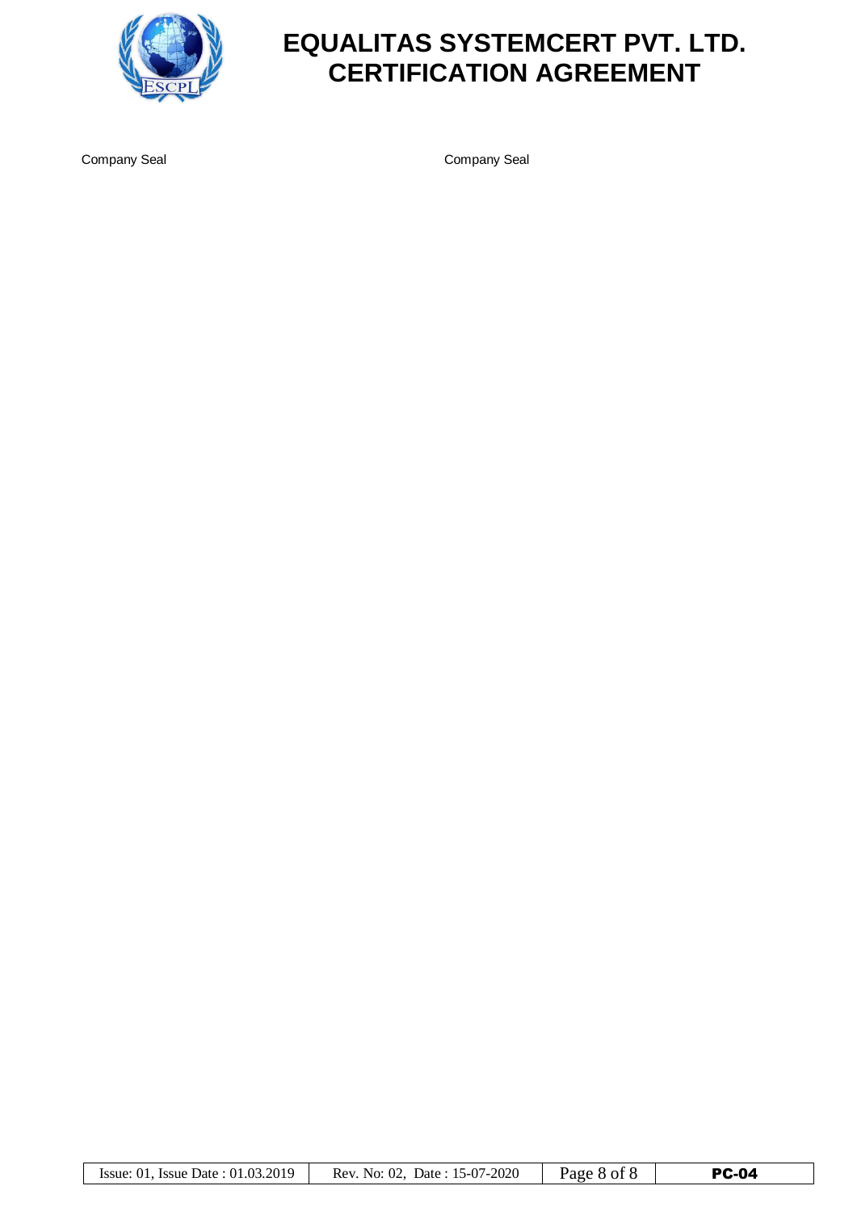Company Seal                                                                 Company Seal